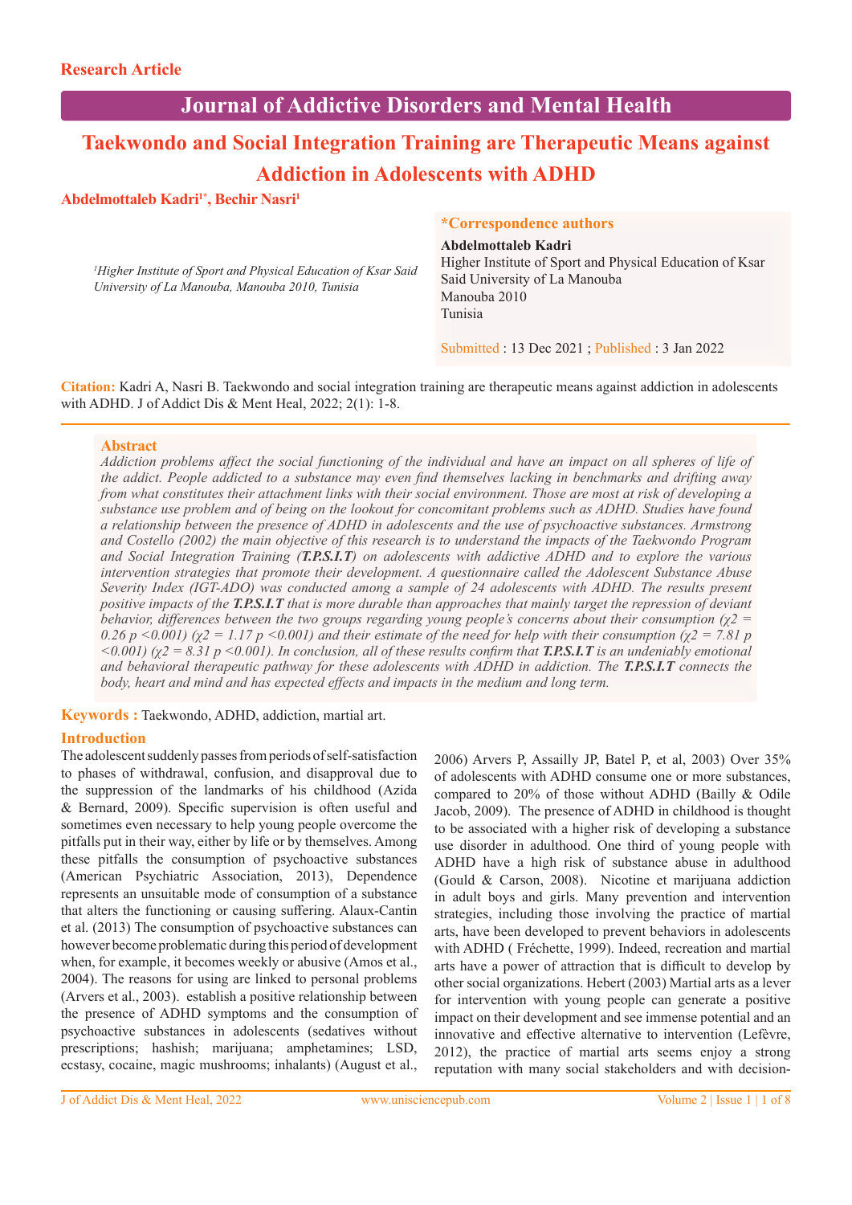Research Article

# Journal of Addictive Disorders and Mental Health

# Taekwondo and Social Integration Training are Therapeutic Means against Addiction in Adolescents with ADHD

**Abdelmottaleb Kadri[1*], Bechir Nasri[1]**

*[1]Higher Institute of Sport and Physical Education of Ksar Said University of La Manouba, Manouba 2010, Tunisia*

**\*Correspondence authors**
**Abdelmottaleb Kadri**
Higher Institute of Sport and Physical Education of Ksar Said University of La Manouba
Manouba 2010
Tunisia

Submitted : 13 Dec 2021 ; Published : 3 Jan 2022

**Citation:** Kadri A, Nasri B. Taekwondo and social integration training are therapeutic means against addiction in adolescents with ADHD. J of Addict Dis & Ment Heal, 2022; 2(1): 1-8.

## Abstract

*Addiction problems affect the social functioning of the individual and have an impact on all spheres of life of the addict. People addicted to a substance may even find themselves lacking in benchmarks and drifting away from what constitutes their attachment links with their social environment. Those are most at risk of developing a substance use problem and of being on the lookout for concomitant problems such as ADHD. Studies have found a relationship between the presence of ADHD in adolescents and the use of psychoactive substances. Armstrong and Costello (2002) the main objective of this research is to understand the impacts of the Taekwondo Program and Social Integration Training (**T.P.S.I.T**) on adolescents with addictive ADHD and to explore the various intervention strategies that promote their development. A questionnaire called the Adolescent Substance Abuse Severity Index (IGT-ADO) was conducted among a sample of 24 adolescents with ADHD. The results present positive impacts of the **T.P.S.I.T** that is more durable than approaches that mainly target the repression of deviant behavior, differences between the two groups regarding young people's concerns about their consumption ($\chi 2 = 0.26$ $p < 0.001$) ($\chi 2 = 1.17$ $p < 0.001$) and their estimate of the need for help with their consumption ($\chi 2 = 7.81$ $p < 0.001$) ($\chi 2 = 8.31$ $p < 0.001$). In conclusion, all of these results confirm that **T.P.S.I.T** is an undeniably emotional and behavioral therapeutic pathway for these adolescents with ADHD in addiction. The **T.P.S.I.T** connects the body, heart and mind and has expected effects and impacts in the medium and long term.*

**Keywords :** Taekwondo, ADHD, addiction, martial art.

## Introduction

The adolescent suddenly passes from periods of self-satisfaction to phases of withdrawal, confusion, and disapproval due to the suppression of the landmarks of his childhood (Azida & Bernard, 2009). Specific supervision is often useful and sometimes even necessary to help young people overcome the pitfalls put in their way, either by life or by themselves. Among these pitfalls the consumption of psychoactive substances (American Psychiatric Association, 2013), Dependence represents an unsuitable mode of consumption of a substance that alters the functioning or causing suffering. Alaux-Cantin et al. (2013) The consumption of psychoactive substances can however become problematic during this period of development when, for example, it becomes weekly or abusive (Amos et al., 2004). The reasons for using are linked to personal problems (Arvers et al., 2003). establish a positive relationship between the presence of ADHD symptoms and the consumption of psychoactive substances in adolescents (sedatives without prescriptions; hashish; marijuana; amphetamines; LSD, ecstasy, cocaine, magic mushrooms; inhalants) (August et al., 2006) Arvers P, Assailly JP, Batel P, et al, 2003) Over 35% of adolescents with ADHD consume one or more substances, compared to 20% of those without ADHD (Bailly & Odile Jacob, 2009). The presence of ADHD in childhood is thought to be associated with a higher risk of developing a substance use disorder in adulthood. One third of young people with ADHD have a high risk of substance abuse in adulthood (Gould & Carson, 2008). Nicotine et marijuana addiction in adult boys and girls. Many prevention and intervention strategies, including those involving the practice of martial arts, have been developed to prevent behaviors in adolescents with ADHD ( Fréchette, 1999). Indeed, recreation and martial arts have a power of attraction that is difficult to develop by other social organizations. Hebert (2003) Martial arts as a lever for intervention with young people can generate a positive impact on their development and see immense potential and an innovative and effective alternative to intervention (Lefèvre, 2012), the practice of martial arts seems enjoy a strong reputation with many social stakeholders and with decision-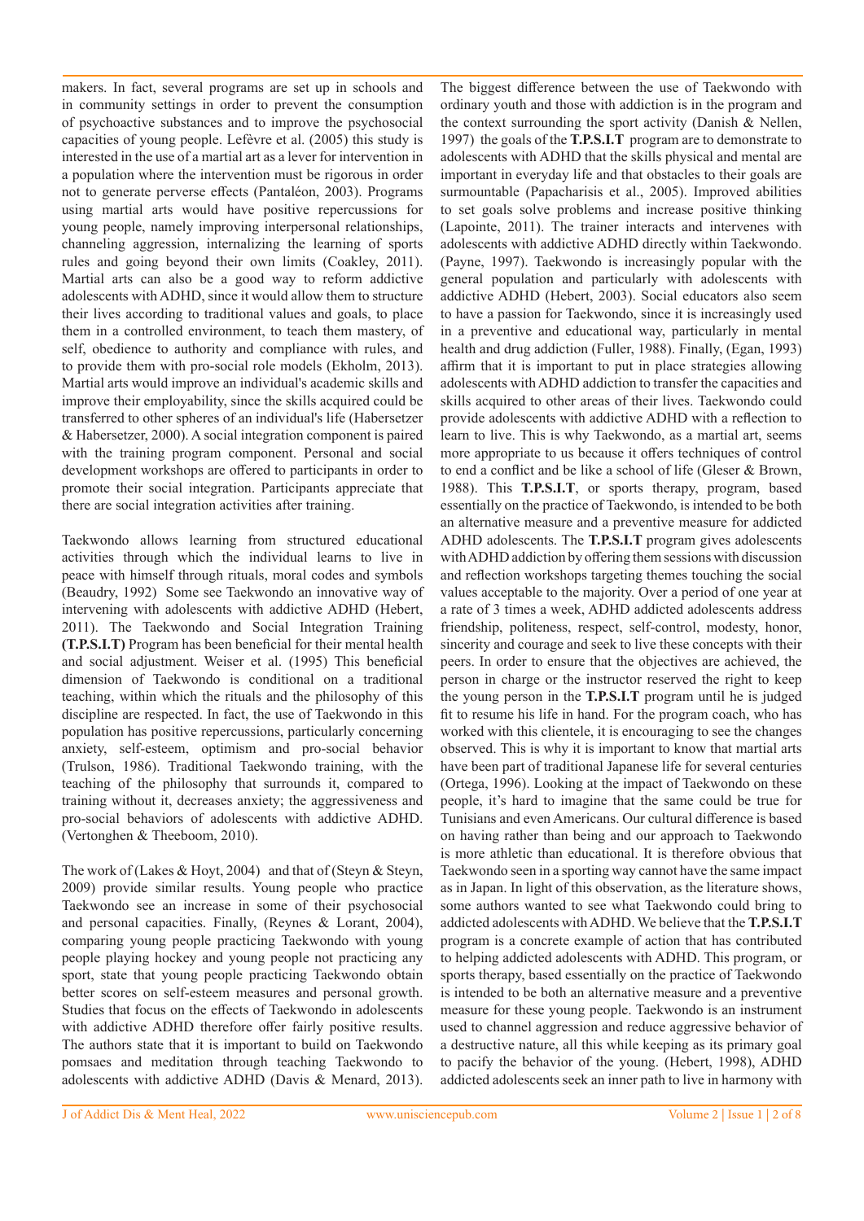makers. In fact, several programs are set up in schools and in community settings in order to prevent the consumption of psychoactive substances and to improve the psychosocial capacities of young people. Lefèvre et al. (2005) this study is interested in the use of a martial art as a lever for intervention in a population where the intervention must be rigorous in order not to generate perverse effects (Pantaléon, 2003). Programs using martial arts would have positive repercussions for young people, namely improving interpersonal relationships, channeling aggression, internalizing the learning of sports rules and going beyond their own limits (Coakley, 2011). Martial arts can also be a good way to reform addictive adolescents with ADHD, since it would allow them to structure their lives according to traditional values and goals, to place them in a controlled environment, to teach them mastery, of self, obedience to authority and compliance with rules, and to provide them with pro-social role models (Ekholm, 2013). Martial arts would improve an individual's academic skills and improve their employability, since the skills acquired could be transferred to other spheres of an individual's life (Habersetzer & Habersetzer, 2000). A social integration component is paired with the training program component. Personal and social development workshops are offered to participants in order to promote their social integration. Participants appreciate that there are social integration activities after training.

Taekwondo allows learning from structured educational activities through which the individual learns to live in peace with himself through rituals, moral codes and symbols (Beaudry, 1992) Some see Taekwondo an innovative way of intervening with adolescents with addictive ADHD (Hebert, 2011). The Taekwondo and Social Integration Training **(T.P.S.I.T)** Program has been beneficial for their mental health and social adjustment. Weiser et al. (1995) This beneficial dimension of Taekwondo is conditional on a traditional teaching, within which the rituals and the philosophy of this discipline are respected. In fact, the use of Taekwondo in this population has positive repercussions, particularly concerning anxiety, self-esteem, optimism and pro-social behavior (Trulson, 1986). Traditional Taekwondo training, with the teaching of the philosophy that surrounds it, compared to training without it, decreases anxiety; the aggressiveness and pro-social behaviors of adolescents with addictive ADHD. (Vertonghen & Theeboom, 2010).

The work of (Lakes & Hoyt, 2004) and that of (Steyn & Steyn, 2009) provide similar results. Young people who practice Taekwondo see an increase in some of their psychosocial and personal capacities. Finally, (Reynes & Lorant, 2004), comparing young people practicing Taekwondo with young people playing hockey and young people not practicing any sport, state that young people practicing Taekwondo obtain better scores on self-esteem measures and personal growth. Studies that focus on the effects of Taekwondo in adolescents with addictive ADHD therefore offer fairly positive results. The authors state that it is important to build on Taekwondo pomsaes and meditation through teaching Taekwondo to adolescents with addictive ADHD (Davis & Menard, 2013).

The biggest difference between the use of Taekwondo with ordinary youth and those with addiction is in the program and the context surrounding the sport activity (Danish & Nellen, 1997) the goals of the **T.P.S.I.T** program are to demonstrate to adolescents with ADHD that the skills physical and mental are important in everyday life and that obstacles to their goals are surmountable (Papacharisis et al., 2005). Improved abilities to set goals solve problems and increase positive thinking (Lapointe, 2011). The trainer interacts and intervenes with adolescents with addictive ADHD directly within Taekwondo. (Payne, 1997). Taekwondo is increasingly popular with the general population and particularly with adolescents with addictive ADHD (Hebert, 2003). Social educators also seem to have a passion for Taekwondo, since it is increasingly used in a preventive and educational way, particularly in mental health and drug addiction (Fuller, 1988). Finally, (Egan, 1993) affirm that it is important to put in place strategies allowing adolescents with ADHD addiction to transfer the capacities and skills acquired to other areas of their lives. Taekwondo could provide adolescents with addictive ADHD with a reflection to learn to live. This is why Taekwondo, as a martial art, seems more appropriate to us because it offers techniques of control to end a conflict and be like a school of life (Gleser & Brown, 1988). This **T.P.S.I.T**, or sports therapy, program, based essentially on the practice of Taekwondo, is intended to be both an alternative measure and a preventive measure for addicted ADHD adolescents. The **T.P.S.I.T** program gives adolescents with ADHD addiction by offering them sessions with discussion and reflection workshops targeting themes touching the social values acceptable to the majority. Over a period of one year at a rate of 3 times a week, ADHD addicted adolescents address friendship, politeness, respect, self-control, modesty, honor, sincerity and courage and seek to live these concepts with their peers. In order to ensure that the objectives are achieved, the person in charge or the instructor reserved the right to keep the young person in the **T.P.S.I.T** program until he is judged fit to resume his life in hand. For the program coach, who has worked with this clientele, it is encouraging to see the changes observed. This is why it is important to know that martial arts have been part of traditional Japanese life for several centuries (Ortega, 1996). Looking at the impact of Taekwondo on these people, it's hard to imagine that the same could be true for Tunisians and even Americans. Our cultural difference is based on having rather than being and our approach to Taekwondo is more athletic than educational. It is therefore obvious that Taekwondo seen in a sporting way cannot have the same impact as in Japan. In light of this observation, as the literature shows, some authors wanted to see what Taekwondo could bring to addicted adolescents with ADHD. We believe that the **T.P.S.I.T** program is a concrete example of action that has contributed to helping addicted adolescents with ADHD. This program, or sports therapy, based essentially on the practice of Taekwondo is intended to be both an alternative measure and a preventive measure for these young people. Taekwondo is an instrument used to channel aggression and reduce aggressive behavior of a destructive nature, all this while keeping as its primary goal to pacify the behavior of the young. (Hebert, 1998), ADHD addicted adolescents seek an inner path to live in harmony with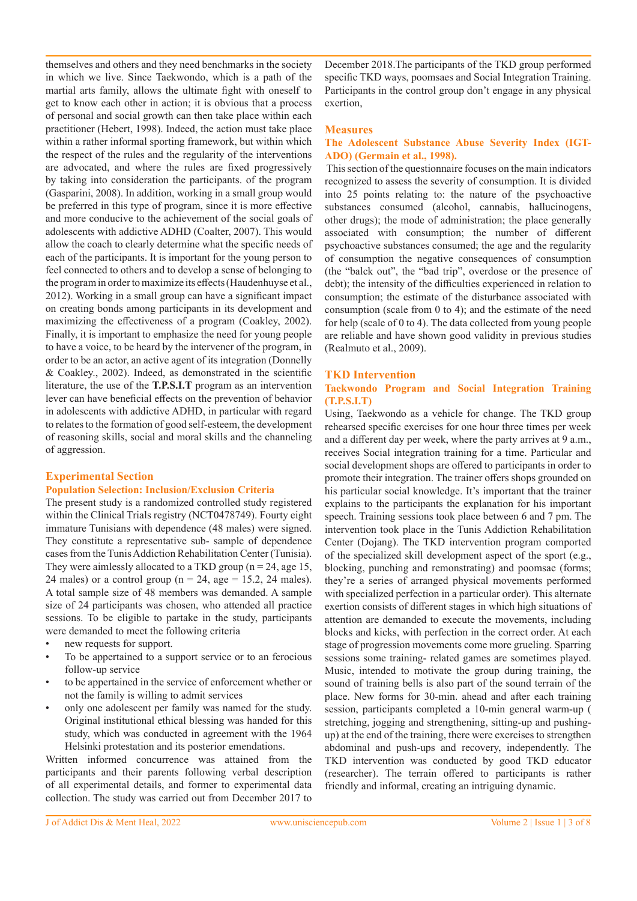themselves and others and they need benchmarks in the society in which we live. Since Taekwondo, which is a path of the martial arts family, allows the ultimate fight with oneself to get to know each other in action; it is obvious that a process of personal and social growth can then take place within each practitioner (Hebert, 1998). Indeed, the action must take place within a rather informal sporting framework, but within which the respect of the rules and the regularity of the interventions are advocated, and where the rules are fixed progressively by taking into consideration the participants. of the program (Gasparini, 2008). In addition, working in a small group would be preferred in this type of program, since it is more effective and more conducive to the achievement of the social goals of adolescents with addictive ADHD (Coalter, 2007). This would allow the coach to clearly determine what the specific needs of each of the participants. It is important for the young person to feel connected to others and to develop a sense of belonging to the program in order to maximize its effects (Haudenhuyse et al., 2012). Working in a small group can have a significant impact on creating bonds among participants in its development and maximizing the effectiveness of a program (Coakley, 2002). Finally, it is important to emphasize the need for young people to have a voice, to be heard by the intervener of the program, in order to be an actor, an active agent of its integration (Donnelly & Coakley., 2002). Indeed, as demonstrated in the scientific literature, the use of the **T.P.S.I.T** program as an intervention lever can have beneficial effects on the prevention of behavior in adolescents with addictive ADHD, in particular with regard to relates to the formation of good self-esteem, the development of reasoning skills, social and moral skills and the channeling of aggression.

## Experimental Section

### Population Selection: Inclusion/Exclusion Criteria

The present study is a randomized controlled study registered within the Clinical Trials registry (NCT0478749). Fourty eight immature Tunisians with dependence (48 males) were signed. They constitute a representative sub- sample of dependence cases from the Tunis Addiction Rehabilitation Center (Tunisia). They were aimlessly allocated to a TKD group (n = 24, age 15, 24 males) or a control group (n = 24, age = 15.2, 24 males). A total sample size of 48 members was demanded. A sample size of 24 participants was chosen, who attended all practice sessions. To be eligible to partake in the study, participants were demanded to meet the following criteria

- new requests for support.
- To be appertained to a support service or to an ferocious follow-up service
- to be appertained in the service of enforcement whether or not the family is willing to admit services
- only one adolescent per family was named for the study. Original institutional ethical blessing was handed for this study, which was conducted in agreement with the 1964 Helsinki protestation and its posterior emendations.

Written informed concurrence was attained from the participants and their parents following verbal description of all experimental details, and former to experimental data collection. The study was carried out from December 2017 to December 2018.The participants of the TKD group performed specific TKD ways, poomsaes and Social Integration Training. Participants in the control group don't engage in any physical exertion,

## Measures

### The Adolescent Substance Abuse Severity Index (IGT-ADO) (Germain et al., 1998).

This section of the questionnaire focuses on the main indicators recognized to assess the severity of consumption. It is divided into 25 points relating to: the nature of the psychoactive substances consumed (alcohol, cannabis, hallucinogens, other drugs); the mode of administration; the place generally associated with consumption; the number of different psychoactive substances consumed; the age and the regularity of consumption the negative consequences of consumption (the "balck out", the "bad trip", overdose or the presence of debt); the intensity of the difficulties experienced in relation to consumption; the estimate of the disturbance associated with consumption (scale from 0 to 4); and the estimate of the need for help (scale of 0 to 4). The data collected from young people are reliable and have shown good validity in previous studies (Realmuto et al., 2009).

## TKD Intervention

### Taekwondo Program and Social Integration Training (T.P.S.I.T)

Using, Taekwondo as a vehicle for change. The TKD group rehearsed specific exercises for one hour three times per week and a different day per week, where the party arrives at 9 a.m., receives Social integration training for a time. Particular and social development shops are offered to participants in order to promote their integration. The trainer offers shops grounded on his particular social knowledge. It's important that the trainer explains to the participants the explanation for his important speech. Training sessions took place between 6 and 7 pm. The intervention took place in the Tunis Addiction Rehabilitation Center (Dojang). The TKD intervention program comported of the specialized skill development aspect of the sport (e.g., blocking, punching and remonstrating) and poomsae (forms; they're a series of arranged physical movements performed with specialized perfection in a particular order). This alternate exertion consists of different stages in which high situations of attention are demanded to execute the movements, including blocks and kicks, with perfection in the correct order. At each stage of progression movements come more grueling. Sparring sessions some training- related games are sometimes played. Music, intended to motivate the group during training, the sound of training bells is also part of the sound terrain of the place. New forms for 30-min. ahead and after each training session, participants completed a 10-min general warm-up ( stretching, jogging and strengthening, sitting-up and pushing-up) at the end of the training, there were exercises to strengthen abdominal and push-ups and recovery, independently. The TKD intervention was conducted by good TKD educator (researcher). The terrain offered to participants is rather friendly and informal, creating an intriguing dynamic.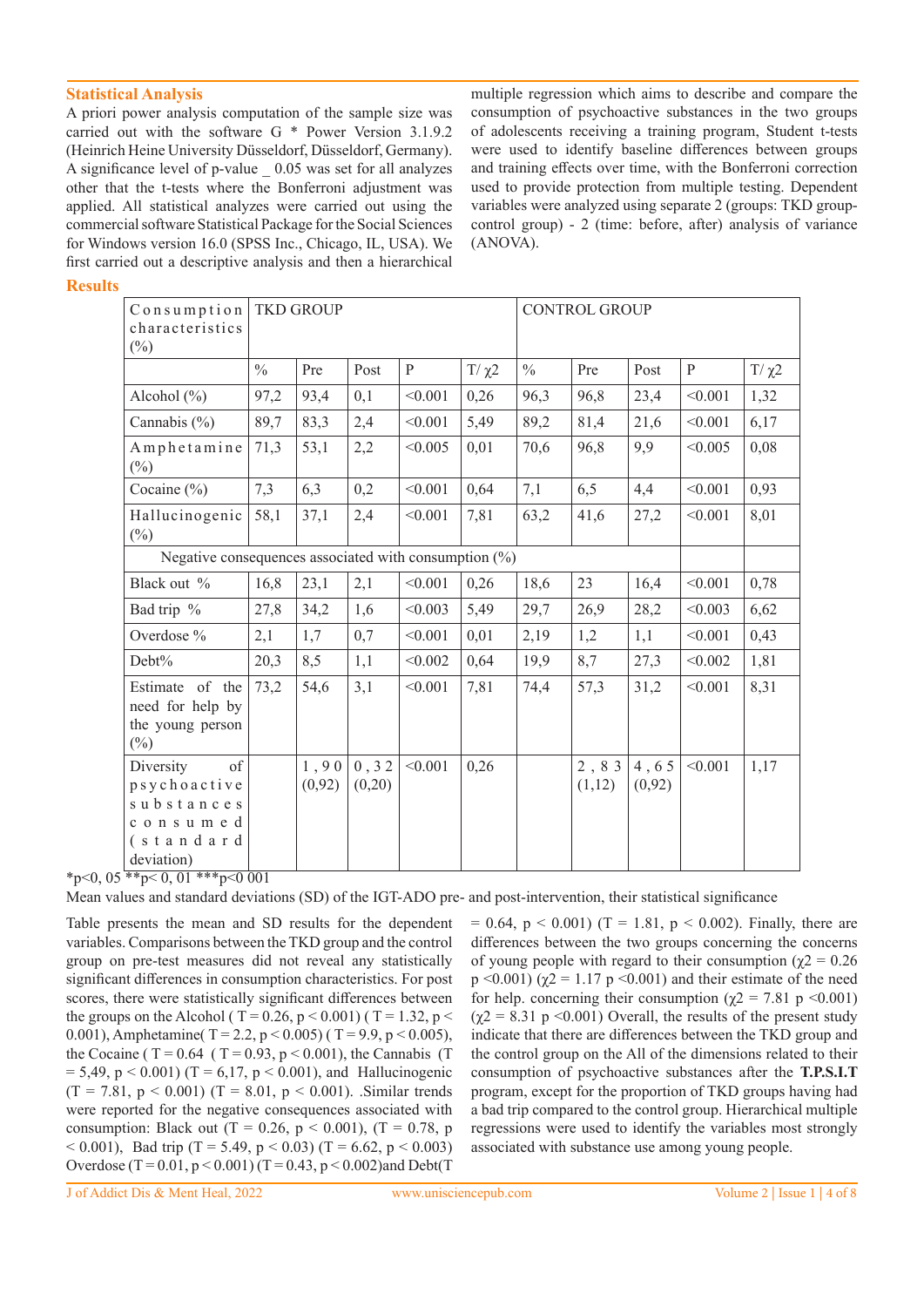## Statistical Analysis

A priori power analysis computation of the sample size was carried out with the software G * Power Version 3.1.9.2 (Heinrich Heine University Düsseldorf, Düsseldorf, Germany). A significance level of p-value _ 0.05 was set for all analyzes other that the t-tests where the Bonferroni adjustment was applied. All statistical analyzes were carried out using the commercial software Statistical Package for the Social Sciences for Windows version 16.0 (SPSS Inc., Chicago, IL, USA). We first carried out a descriptive analysis and then a hierarchical multiple regression which aims to describe and compare the consumption of psychoactive substances in the two groups of adolescents receiving a training program, Student t-tests were used to identify baseline differences between groups and training effects over time, with the Bonferroni correction used to provide protection from multiple testing. Dependent variables were analyzed using separate 2 (groups: TKD group-control group) - 2 (time: before, after) analysis of variance (ANOVA).

## Results

| Consumption characteristics (%) | TKD GROUP | | | | | CONTROL GROUP | | | | |
|---|---|---|---|---|---|---|---|---|---|---|
| | % | Pre | Post | P | T/ $\chi 2$ | % | Pre | Post | P | T/ $\chi 2$ |
| Alcohol (%) | 97,2 | 93,4 | 0,1 | <0.001 | 0,26 | 96,3 | 96,8 | 23,4 | <0.001 | 1,32 |
| Cannabis (%) | 89,7 | 83,3 | 2,4 | <0.001 | 5,49 | 89,2 | 81,4 | 21,6 | <0.001 | 6,17 |
| Amphetamine (%) | 71,3 | 53,1 | 2,2 | <0.005 | 0,01 | 70,6 | 96,8 | 9,9 | <0.005 | 0,08 |
| Cocaine (%) | 7,3 | 6,3 | 0,2 | <0.001 | 0,64 | 7,1 | 6,5 | 4,4 | <0.001 | 0,93 |
| Hallucinogenic (%) | 58,1 | 37,1 | 2,4 | <0.001 | 7,81 | 63,2 | 41,6 | 27,2 | <0.001 | 8,01 |
| Negative consequences associated with consumption (%) | | | | | | | | | | |
| Black out % | 16,8 | 23,1 | 2,1 | <0.001 | 0,26 | 18,6 | 23 | 16,4 | <0.001 | 0,78 |
| Bad trip % | 27,8 | 34,2 | 1,6 | <0.003 | 5,49 | 29,7 | 26,9 | 28,2 | <0.003 | 6,62 |
| Overdose % | 2,1 | 1,7 | 0,7 | <0.001 | 0,01 | 2,19 | 1,2 | 1,1 | <0.001 | 0,43 |
| Debt% | 20,3 | 8,5 | 1,1 | <0.002 | 0,64 | 19,9 | 8,7 | 27,3 | <0.002 | 1,81 |
| Estimate of the need for help by the young person (%) | 73,2 | 54,6 | 3,1 | <0.001 | 7,81 | 74,4 | 57,3 | 31,2 | <0.001 | 8,31 |
| Diversity of psychoactive substances consumed (standard deviation) | | 1,90 (0,92) | 0,32 (0,20) | <0.001 | 0,26 | | 2,83 (1,12) | 4,65 (0,92) | <0.001 | 1,17 |

*p<0, 05 **p< 0, 01 ***p<0 001

Mean values and standard deviations (SD) of the IGT-ADO pre- and post-intervention, their statistical significance

Table presents the mean and SD results for the dependent variables. Comparisons between the TKD group and the control group on pre-test measures did not reveal any statistically significant differences in consumption characteristics. For post scores, there were statistically significant differences between the groups on the Alcohol ( T = 0.26, p < 0.001) ( T = 1.32, p < 0.001), Amphetamine( T = 2.2, p < 0.005) ( T = 9.9, p < 0.005), the Cocaine ( T = 0.64 ( T = 0.93, p < 0.001), the Cannabis (T = 5,49, p < 0.001) (T = 6,17, p < 0.001), and Hallucinogenic (T = 7.81, p < 0.001) (T = 8.01, p < 0.001). .Similar trends were reported for the negative consequences associated with consumption: Black out (T = 0.26, p < 0.001), (T = 0.78, p < 0.001), Bad trip (T = 5.49, p < 0.03) (T = 6.62, p < 0.003) Overdose (T = 0.01, p < 0.001) (T = 0.43, p < 0.002)and Debt(T = 0.64, p < 0.001) (T = 1.81, p < 0.002). Finally, there are differences between the two groups concerning the concerns of young people with regard to their consumption ($\chi 2$ = 0.26 p <0.001) ($\chi 2$ = 1.17 p <0.001) and their estimate of the need for help. concerning their consumption ($\chi 2$ = 7.81 p <0.001) ($\chi 2$ = 8.31 p <0.001) Overall, the results of the present study indicate that there are differences between the TKD group and the control group on the All of the dimensions related to their consumption of psychoactive substances after the **T.P.S.I.T** program, except for the proportion of TKD groups having had a bad trip compared to the control group. Hierarchical multiple regressions were used to identify the variables most strongly associated with substance use among young people.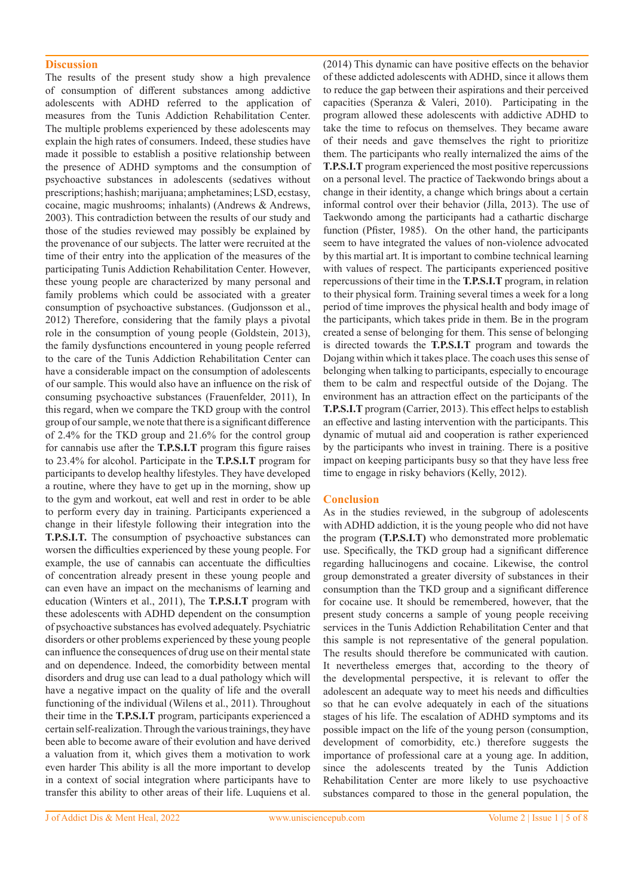## Discussion

The results of the present study show a high prevalence of consumption of different substances among addictive adolescents with ADHD referred to the application of measures from the Tunis Addiction Rehabilitation Center. The multiple problems experienced by these adolescents may explain the high rates of consumers. Indeed, these studies have made it possible to establish a positive relationship between the presence of ADHD symptoms and the consumption of psychoactive substances in adolescents (sedatives without prescriptions; hashish; marijuana; amphetamines; LSD, ecstasy, cocaine, magic mushrooms; inhalants) (Andrews & Andrews, 2003). This contradiction between the results of our study and those of the studies reviewed may possibly be explained by the provenance of our subjects. The latter were recruited at the time of their entry into the application of the measures of the participating Tunis Addiction Rehabilitation Center. However, these young people are characterized by many personal and family problems which could be associated with a greater consumption of psychoactive substances. (Gudjonsson et al., 2012) Therefore, considering that the family plays a pivotal role in the consumption of young people (Goldstein, 2013), the family dysfunctions encountered in young people referred to the care of the Tunis Addiction Rehabilitation Center can have a considerable impact on the consumption of adolescents of our sample. This would also have an influence on the risk of consuming psychoactive substances (Frauenfelder, 2011), In this regard, when we compare the TKD group with the control group of our sample, we note that there is a significant difference of 2.4% for the TKD group and 21.6% for the control group for cannabis use after the **T.P.S.I.T** program this figure raises to 23.4% for alcohol. Participate in the **T.P.S.I.T** program for participants to develop healthy lifestyles. They have developed a routine, where they have to get up in the morning, show up to the gym and workout, eat well and rest in order to be able to perform every day in training. Participants experienced a change in their lifestyle following their integration into the **T.P.S.I.T.** The consumption of psychoactive substances can worsen the difficulties experienced by these young people. For example, the use of cannabis can accentuate the difficulties of concentration already present in these young people and can even have an impact on the mechanisms of learning and education (Winters et al., 2011), The **T.P.S.I.T** program with these adolescents with ADHD dependent on the consumption of psychoactive substances has evolved adequately. Psychiatric disorders or other problems experienced by these young people can influence the consequences of drug use on their mental state and on dependence. Indeed, the comorbidity between mental disorders and drug use can lead to a dual pathology which will have a negative impact on the quality of life and the overall functioning of the individual (Wilens et al., 2011). Throughout their time in the **T.P.S.I.T** program, participants experienced a certain self-realization. Through the various trainings, they have been able to become aware of their evolution and have derived a valuation from it, which gives them a motivation to work even harder This ability is all the more important to develop in a context of social integration where participants have to transfer this ability to other areas of their life. Luquiens et al. (2014) This dynamic can have positive effects on the behavior of these addicted adolescents with ADHD, since it allows them to reduce the gap between their aspirations and their perceived capacities (Speranza & Valeri, 2010). Participating in the program allowed these adolescents with addictive ADHD to take the time to refocus on themselves. They became aware of their needs and gave themselves the right to prioritize them. The participants who really internalized the aims of the **T.P.S.I.T** program experienced the most positive repercussions on a personal level. The practice of Taekwondo brings about a change in their identity, a change which brings about a certain informal control over their behavior (Jilla, 2013). The use of Taekwondo among the participants had a cathartic discharge function (Pfister, 1985). On the other hand, the participants seem to have integrated the values of non-violence advocated by this martial art. It is important to combine technical learning with values of respect. The participants experienced positive repercussions of their time in the **T.P.S.I.T** program, in relation to their physical form. Training several times a week for a long period of time improves the physical health and body image of the participants, which takes pride in them. Be in the program created a sense of belonging for them. This sense of belonging is directed towards the **T.P.S.I.T** program and towards the Dojang within which it takes place. The coach uses this sense of belonging when talking to participants, especially to encourage them to be calm and respectful outside of the Dojang. The environment has an attraction effect on the participants of the **T.P.S.I.T** program (Carrier, 2013). This effect helps to establish an effective and lasting intervention with the participants. This dynamic of mutual aid and cooperation is rather experienced by the participants who invest in training. There is a positive impact on keeping participants busy so that they have less free time to engage in risky behaviors (Kelly, 2012).

## Conclusion

As in the studies reviewed, in the subgroup of adolescents with ADHD addiction, it is the young people who did not have the program **(T.P.S.I.T)** who demonstrated more problematic use. Specifically, the TKD group had a significant difference regarding hallucinogens and cocaine. Likewise, the control group demonstrated a greater diversity of substances in their consumption than the TKD group and a significant difference for cocaine use. It should be remembered, however, that the present study concerns a sample of young people receiving services in the Tunis Addiction Rehabilitation Center and that this sample is not representative of the general population. The results should therefore be communicated with caution. It nevertheless emerges that, according to the theory of the developmental perspective, it is relevant to offer the adolescent an adequate way to meet his needs and difficulties so that he can evolve adequately in each of the situations stages of his life. The escalation of ADHD symptoms and its possible impact on the life of the young person (consumption, development of comorbidity, etc.) therefore suggests the importance of professional care at a young age. In addition, since the adolescents treated by the Tunis Addiction Rehabilitation Center are more likely to use psychoactive substances compared to those in the general population, the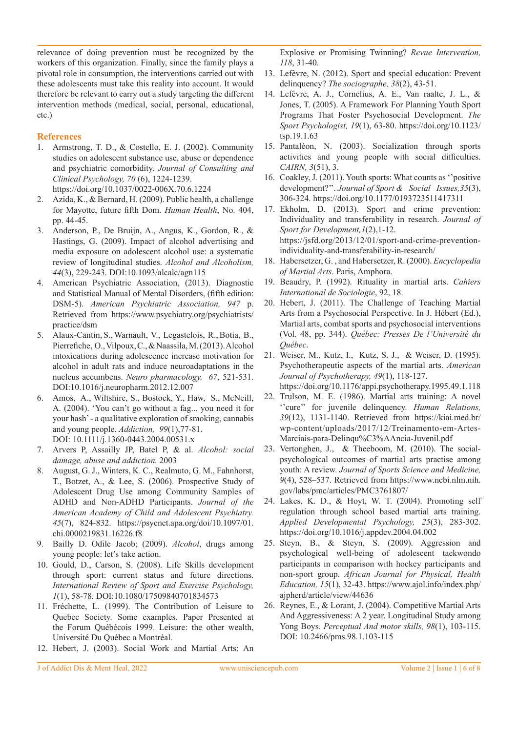relevance of doing prevention must be recognized by the workers of this organization. Finally, since the family plays a pivotal role in consumption, the interventions carried out with these adolescents must take this reality into account. It would therefore be relevant to carry out a study targeting the different intervention methods (medical, social, personal, educational, etc.)

## References

1. Armstrong, T. D., & Costello, E. J. (2002). Community studies on adolescent substance use, abuse or dependence and psychiatric comorbidity. *Journal of Consulting and Clinical Psychology, 70* (6), 1224-1239. https://doi.org/10.1037/0022-006X.70.6.1224
2. Azida, K., & Bernard, H. (2009). Public health, a challenge for Mayotte, future fifth Dom. *Human Health*, No. 404, pp. 44-45.
3. Anderson, P., De Bruijn, A., Angus, K., Gordon, R., & Hastings, G. (2009). Impact of alcohol advertising and media exposure on adolescent alcohol use: a systematic review of longitudinal studies. *Alcohol and Alcoholism, 44*(3), 229-243. DOI:10.1093/alcalc/agn115
4. American Psychiatric Association, (2013). Diagnostic and Statistical Manual of Mental Disorders, (fifth edition: DSM-5). *American Psychiatric Association, 947* p. Retrieved from https://www.psychiatry.org/psychiatrists/practice/dsm
5. Alaux-Cantin, S., Warnault, V., Legastelois, R., Botia, B., Pierrefiche, O., Vilpoux, C., & Naassila, M. (2013). Alcohol intoxications during adolescence increase motivation for alcohol in adult rats and induce neuroadaptations in the nucleus accumbens. *Neuro pharmacology, 67*, 521-531. DOI:10.1016/j.neuropharm.2012.12.007
6. Amos, A., Wiltshire, S., Bostock, Y., Haw, S., McNeill, A. (2004). 'You can't go without a fag... you need it for your hash' - a qualitative exploration of smoking, cannabis and young people. *Addiction, 99*(1),77-81. DOI: 10.1111/j.1360-0443.2004.00531.x
7. Arvers P, Assailly JP, Batel P, & al. *Alcohol: social damage, abuse and addiction.* 2003
8. August, G. J., Winters, K. C., Realmuto, G. M., Fahnhorst, T., Botzet, A., & Lee, S. (2006). Prospective Study of Adolescent Drug Use among Community Samples of ADHD and Non-ADHD Participants. *Journal of the American Academy of Child and Adolescent Psychiatry. 45*(7), 824-832. https://psycnet.apa.org/doi/10.1097/01.chi.0000219831.16226.f8
9. Bailly D. Odile Jacob; (2009). *Alcohol*, drugs among young people: let's take action.
10. Gould, D., Carson, S. (2008). Life Skills development through sport: current status and future directions. *International Review of Sport and Exercise Psychology, 1*(1), 58-78. DOI:10.1080/17509840701834573
11. Fréchette, L. (1999). The Contribution of Leisure to Quebec Society. Some examples. Paper Presented at the Forum Québécois 1999. Leisure: the other wealth, Université Du Québec a Montréal.
12. Hebert, J. (2003). Social Work and Martial Arts: An Explosive or Promising Twinning? *Revue Intervention, 118*, 31-40.
13. Lefèvre, N. (2012). Sport and special education: Prevent delinquency? *The sociographe, 38*(2), 43-51.
14. Lefèvre, A. J., Cornelius, A. E., Van raalte, J. L., & Jones, T. (2005). A Framework For Planning Youth Sport Programs That Foster Psychosocial Development. *The Sport Psychologist, 19*(1), 63-80. https://doi.org/10.1123/tsp.19.1.63
15. Pantaléon, N. (2003). Socialization through sports activities and young people with social difficulties. *CAIRN, 3*(51), 3.
16. Coakley, J. (2011). Youth sports: What counts as ''positive development?''. *Journal of Sport & Social Issues,35*(3), 306-324. https://doi.org/10.1177/0193723511417311
17. Ekholm, D. (2013). Sport and crime prevention: Individuality and transferability in research. *Journal of Sport for Development,1*(2),1-12. https://jsfd.org/2013/12/01/sport-and-crime-prevention-individuality-and-transferability-in-research/
18. Habersetzer, G. , and Habersetzer, R. (2000). *Encyclopedia of Martial Arts*. Paris, Amphora.
19. Beaudry, P. (1992). Rituality in martial arts. *Cahiers International de Sociologie*, 92, 18.
20. Hebert, J. (2011). The Challenge of Teaching Martial Arts from a Psychosocial Perspective. In J. Hébert (Ed.), Martial arts, combat sports and psychosocial interventions (Vol. 48, pp. 344). *Québec: Presses De l'Université du Québec.*
21. Weiser, M., Kutz, I., Kutz, S. J., & Weiser, D. (1995). Psychotherapeutic aspects of the martial arts. *American Journal of Psychotherapy, 49*(1), 118-127. https://doi.org/10.1176/appi.psychotherapy.1995.49.1.118
22. Trulson, M. E. (1986). Martial arts training: A novel ''cure'' for juvenile delinquency. *Human Relations, 39*(12), 1131-1140. Retrieved from https://kiai.med.br/wp-content/uploads/2017/12/Treinamento-em-Artes-Marciais-para-Delinqu%C3%AAncia-Juvenil.pdf
23. Vertonghen, J., & Theeboom, M. (2010). The social-psychological outcomes of martial arts practise among youth: A review. *Journal of Sports Science and Medicine, 9*(4), 528–537. Retrieved from https://www.ncbi.nlm.nih.gov/labs/pmc/articles/PMC3761807/
24. Lakes, K. D., & Hoyt, W. T. (2004). Promoting self regulation through school based martial arts training. *Applied Developmental Psychology, 25*(3), 283-302. https://doi.org/10.1016/j.appdev.2004.04.002
25. Steyn, B., & Steyn, S. (2009). Aggression and psychological well-being of adolescent taekwondo participants in comparison with hockey participants and non-sport group. *African Journal for Physical, Health Education, 15*(1), 32-43. https://www.ajol.info/index.php/ajpherd/article/view/44636
26. Reynes, E., & Lorant, J. (2004). Competitive Martial Arts And Aggressiveness: A 2 year. Longitudinal Study among Yong Boys. *Perceptual And motor skills, 98*(1), 103-115. DOI: 10.2466/pms.98.1.103-115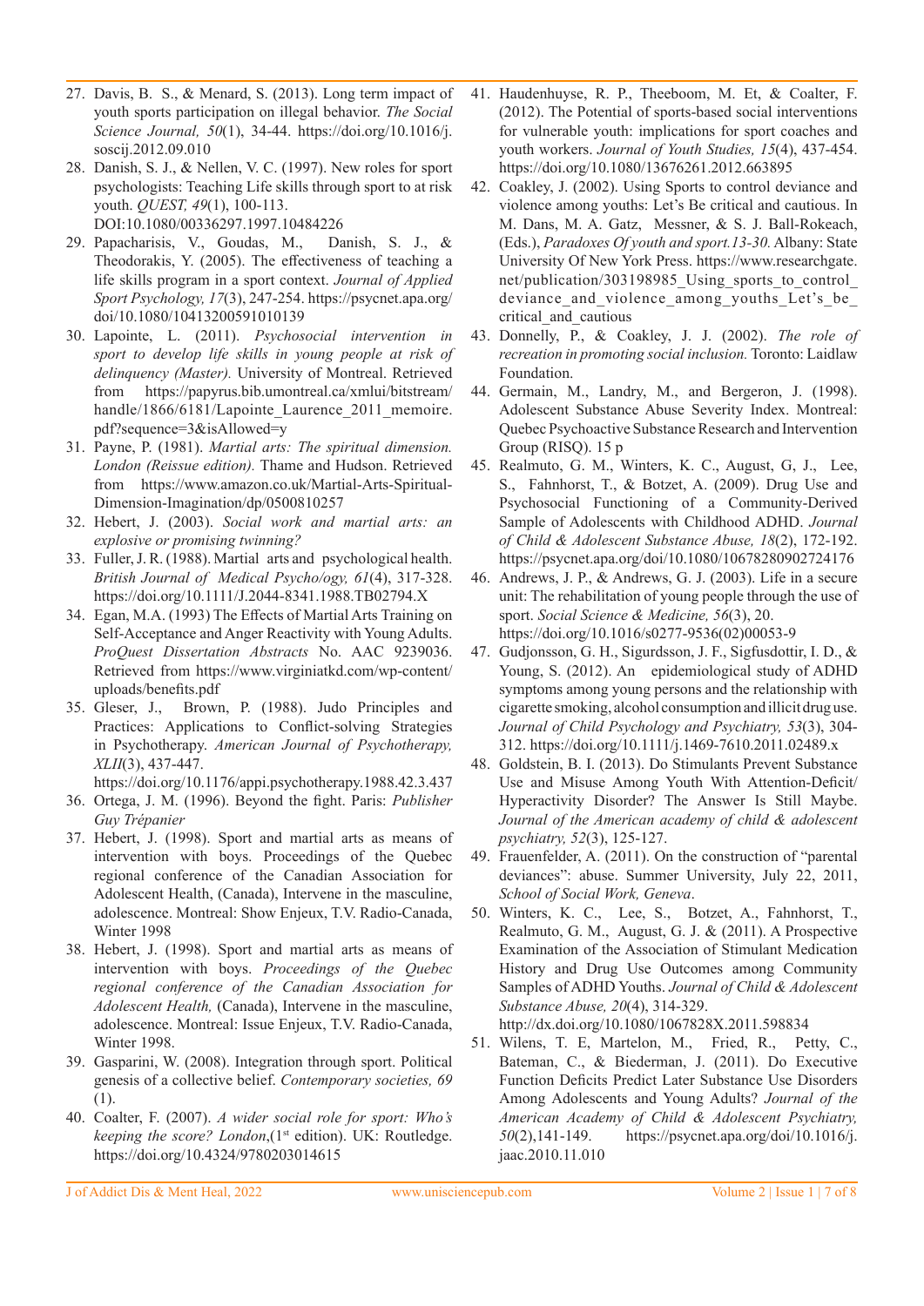27. Davis, B. S., & Menard, S. (2013). Long term impact of youth sports participation on illegal behavior. *The Social Science Journal, 50*(1), 34-44. https://doi.org/10.1016/j.soscij.2012.09.010
28. Danish, S. J., & Nellen, V. C. (1997). New roles for sport psychologists: Teaching Life skills through sport to at risk youth. *QUEST, 49*(1), 100-113. DOI:10.1080/00336297.1997.10484226
29. Papacharisis, V., Goudas, M., Danish, S. J., & Theodorakis, Y. (2005). The effectiveness of teaching a life skills program in a sport context. *Journal of Applied Sport Psychology, 17*(3), 247-254. https://psycnet.apa.org/doi/10.1080/10413200591010139
30. Lapointe, L. (2011). *Psychosocial intervention in sport to develop life skills in young people at risk of delinquency (Master).* University of Montreal. Retrieved from https://papyrus.bib.umontreal.ca/xmlui/bitstream/handle/1866/6181/Lapointe_Laurence_2011_memoire.pdf?sequence=3&isAllowed=y
31. Payne, P. (1981). *Martial arts: The spiritual dimension. London (Reissue edition).* Thame and Hudson. Retrieved from https://www.amazon.co.uk/Martial-Arts-Spiritual-Dimension-Imagination/dp/0500810257
32. Hebert, J. (2003). *Social work and martial arts: an explosive or promising twinning?*
33. Fuller, J. R. (1988). Martial arts and psychological health. *British Journal of Medical Psycho/ogy, 61*(4), 317-328. https://doi.org/10.1111/J.2044-8341.1988.TB02794.X
34. Egan, M.A. (1993) The Effects of Martial Arts Training on Self-Acceptance and Anger Reactivity with Young Adults. *ProQuest Dissertation Abstracts* No. AAC 9239036. Retrieved from https://www.virginiatkd.com/wp-content/uploads/benefits.pdf
35. Gleser, J., Brown, P. (1988). Judo Principles and Practices: Applications to Conflict-solving Strategies in Psychotherapy. *American Journal of Psychotherapy, XLII*(3), 437-447. https://doi.org/10.1176/appi.psychotherapy.1988.42.3.437
36. Ortega, J. M. (1996). Beyond the fight. Paris: *Publisher Guy Trépanier*
37. Hebert, J. (1998). Sport and martial arts as means of intervention with boys. Proceedings of the Quebec regional conference of the Canadian Association for Adolescent Health, (Canada), Intervene in the masculine, adolescence. Montreal: Show Enjeux, T.V. Radio-Canada, Winter 1998
38. Hebert, J. (1998). Sport and martial arts as means of intervention with boys. *Proceedings of the Quebec regional conference of the Canadian Association for Adolescent Health,* (Canada), Intervene in the masculine, adolescence. Montreal: Issue Enjeux, T.V. Radio-Canada, Winter 1998.
39. Gasparini, W. (2008). Integration through sport. Political genesis of a collective belief. *Contemporary societies, 69* (1).
40. Coalter, F. (2007). *A wider social role for sport: Who's keeping the score? London*,(1st edition). UK: Routledge. https://doi.org/10.4324/9780203014615
41. Haudenhuyse, R. P., Theeboom, M. Et, & Coalter, F. (2012). The Potential of sports-based social interventions for vulnerable youth: implications for sport coaches and youth workers. *Journal of Youth Studies, 15*(4), 437-454. https://doi.org/10.1080/13676261.2012.663895
42. Coakley, J. (2002). Using Sports to control deviance and violence among youths: Let's Be critical and cautious. In M. Dans, M. A. Gatz, Messner, & S. J. Ball-Rokeach, (Eds.), *Paradoxes Of youth and sport.13-30.* Albany: State University Of New York Press. https://www.researchgate.net/publication/303198985_Using_sports_to_control_deviance_and_violence_among_youths_Let's_be_critical_and_cautious
43. Donnelly, P., & Coakley, J. J. (2002). *The role of recreation in promoting social inclusion.* Toronto: Laidlaw Foundation.
44. Germain, M., Landry, M., and Bergeron, J. (1998). Adolescent Substance Abuse Severity Index. Montreal: Quebec Psychoactive Substance Research and Intervention Group (RISQ). 15 p
45. Realmuto, G. M., Winters, K. C., August, G, J., Lee, S., Fahnhorst, T., & Botzet, A. (2009). Drug Use and Psychosocial Functioning of a Community-Derived Sample of Adolescents with Childhood ADHD. *Journal of Child & Adolescent Substance Abuse, 18*(2), 172-192. https://psycnet.apa.org/doi/10.1080/10678280902724176
46. Andrews, J. P., & Andrews, G. J. (2003). Life in a secure unit: The rehabilitation of young people through the use of sport. *Social Science & Medicine, 56*(3), 20. https://doi.org/10.1016/s0277-9536(02)00053-9
47. Gudjonsson, G. H., Sigurdsson, J. F., Sigfusdottir, I. D., & Young, S. (2012). An epidemiological study of ADHD symptoms among young persons and the relationship with cigarette smoking, alcohol consumption and illicit drug use. *Journal of Child Psychology and Psychiatry, 53*(3), 304-312. https://doi.org/10.1111/j.1469-7610.2011.02489.x
48. Goldstein, B. I. (2013). Do Stimulants Prevent Substance Use and Misuse Among Youth With Attention-Deficit/Hyperactivity Disorder? The Answer Is Still Maybe. *Journal of the American academy of child & adolescent psychiatry, 52*(3), 125-127.
49. Frauenfelder, A. (2011). On the construction of "parental deviances": abuse. Summer University, July 22, 2011, *School of Social Work, Geneva*.
50. Winters, K. C., Lee, S., Botzet, A., Fahnhorst, T., Realmuto, G. M., August, G. J. & (2011). A Prospective Examination of the Association of Stimulant Medication History and Drug Use Outcomes among Community Samples of ADHD Youths. *Journal of Child & Adolescent Substance Abuse, 20*(4), 314-329. http://dx.doi.org/10.1080/1067828X.2011.598834
51. Wilens, T. E, Martelon, M., Fried, R., Petty, C., Bateman, C., & Biederman, J. (2011). Do Executive Function Deficits Predict Later Substance Use Disorders Among Adolescents and Young Adults? *Journal of the American Academy of Child & Adolescent Psychiatry, 50*(2),141-149. https://psycnet.apa.org/doi/10.1016/j.jaac.2010.11.010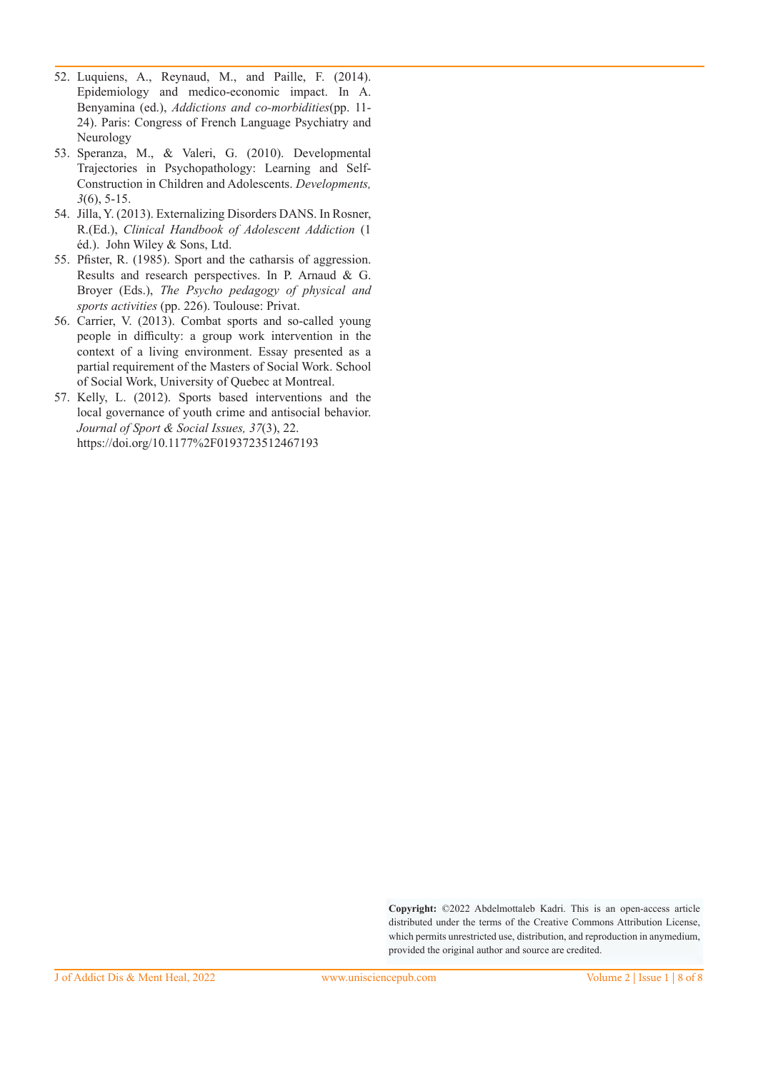52. Luquiens, A., Reynaud, M., and Paille, F. (2014). Epidemiology and medico-economic impact. In A. Benyamina (ed.), *Addictions and co-morbidities*(pp. 11-24). Paris: Congress of French Language Psychiatry and Neurology
53. Speranza, M., & Valeri, G. (2010). Developmental Trajectories in Psychopathology: Learning and Self-Construction in Children and Adolescents. *Developments, 3*(6), 5-15.
54. Jilla, Y. (2013). Externalizing Disorders DANS. In Rosner, R.(Ed.), *Clinical Handbook of Adolescent Addiction* (1 éd.). John Wiley & Sons, Ltd.
55. Pfister, R. (1985). Sport and the catharsis of aggression. Results and research perspectives. In P. Arnaud & G. Broyer (Eds.), *The Psycho pedagogy of physical and sports activities* (pp. 226). Toulouse: Privat.
56. Carrier, V. (2013). Combat sports and so-called young people in difficulty: a group work intervention in the context of a living environment. Essay presented as a partial requirement of the Masters of Social Work. School of Social Work, University of Quebec at Montreal.
57. Kelly, L. (2012). Sports based interventions and the local governance of youth crime and antisocial behavior. *Journal of Sport & Social Issues, 37*(3), 22. https://doi.org/10.1177%2F0193723512467193

**Copyright:** ©2022 Abdelmottaleb Kadri. This is an open-access article distributed under the terms of the Creative Commons Attribution License, which permits unrestricted use, distribution, and reproduction in anymedium, provided the original author and source are credited.